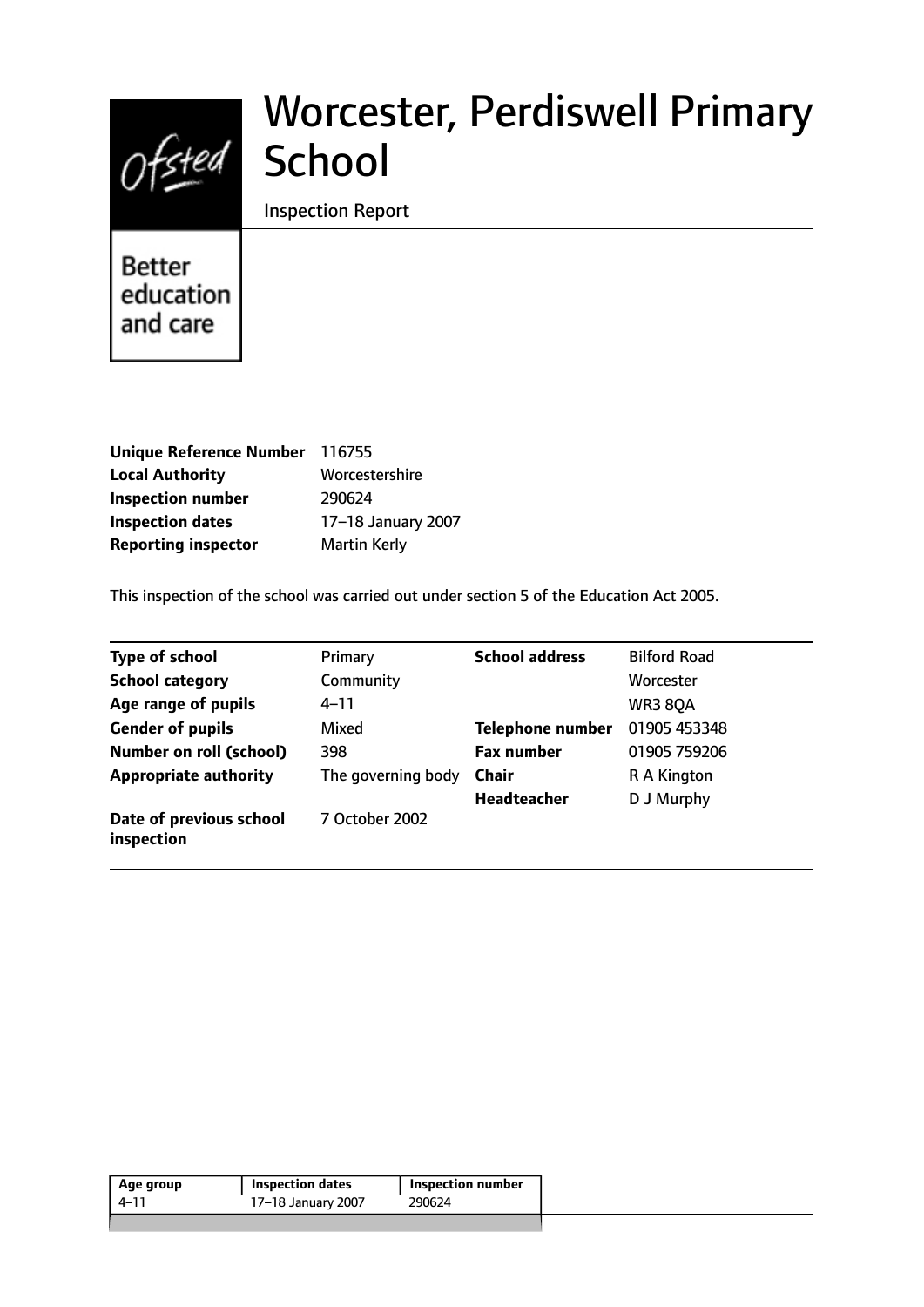# Worcester, Perdiswell Primary School

Inspection Report

Better education and care

**Unique Reference Number** 116755
**Local Authority** Worcestershire
**Inspection number** 290624
**Inspection dates** 17–18 January 2007
**Reporting inspector** Martin Kerly

This inspection of the school was carried out under section 5 of the Education Act 2005.

| | | | |
|---|---|---|---|
| **Type of school** | Primary | **School address** | Bilford Road |
| **School category** | Community | | Worcester |
| **Age range of pupils** | 4–11 | | WR3 8QA |
| **Gender of pupils** | Mixed | **Telephone number** | 01905 453348 |
| **Number on roll (school)** | 398 | **Fax number** | 01905 759206 |
| **Appropriate authority** | The governing body | **Chair** | R A Kington |
| | | **Headteacher** | D J Murphy |
| **Date of previous school inspection** | 7 October 2002 | | |

| Age group | Inspection dates | Inspection number |
|---|---|---|
| 4–11 | 17–18 January 2007 | 290624 |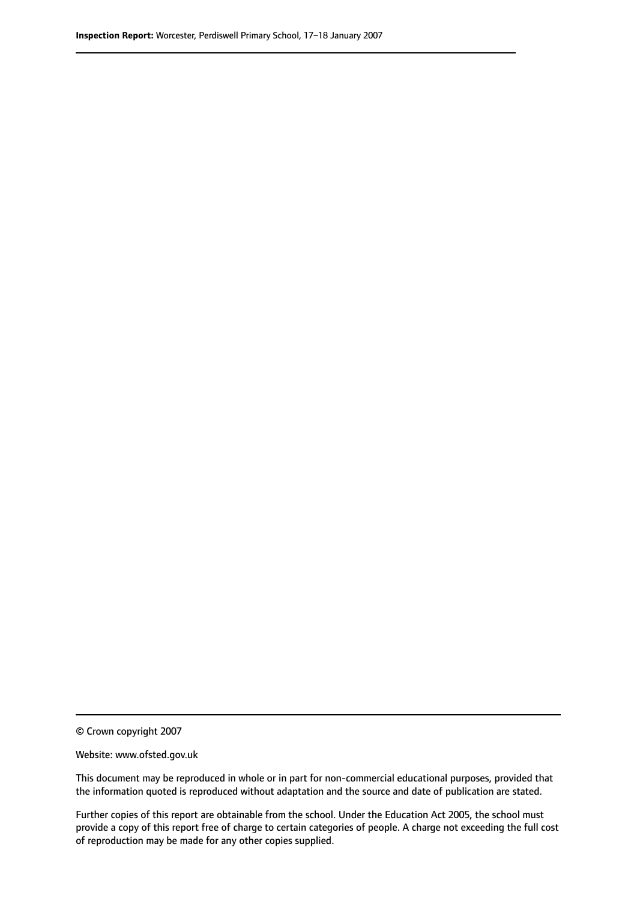© Crown copyright 2007

Website: www.ofsted.gov.uk

This document may be reproduced in whole or in part for non-commercial educational purposes, provided that the information quoted is reproduced without adaptation and the source and date of publication are stated.

Further copies of this report are obtainable from the school. Under the Education Act 2005, the school must provide a copy of this report free of charge to certain categories of people. A charge not exceeding the full cost of reproduction may be made for any other copies supplied.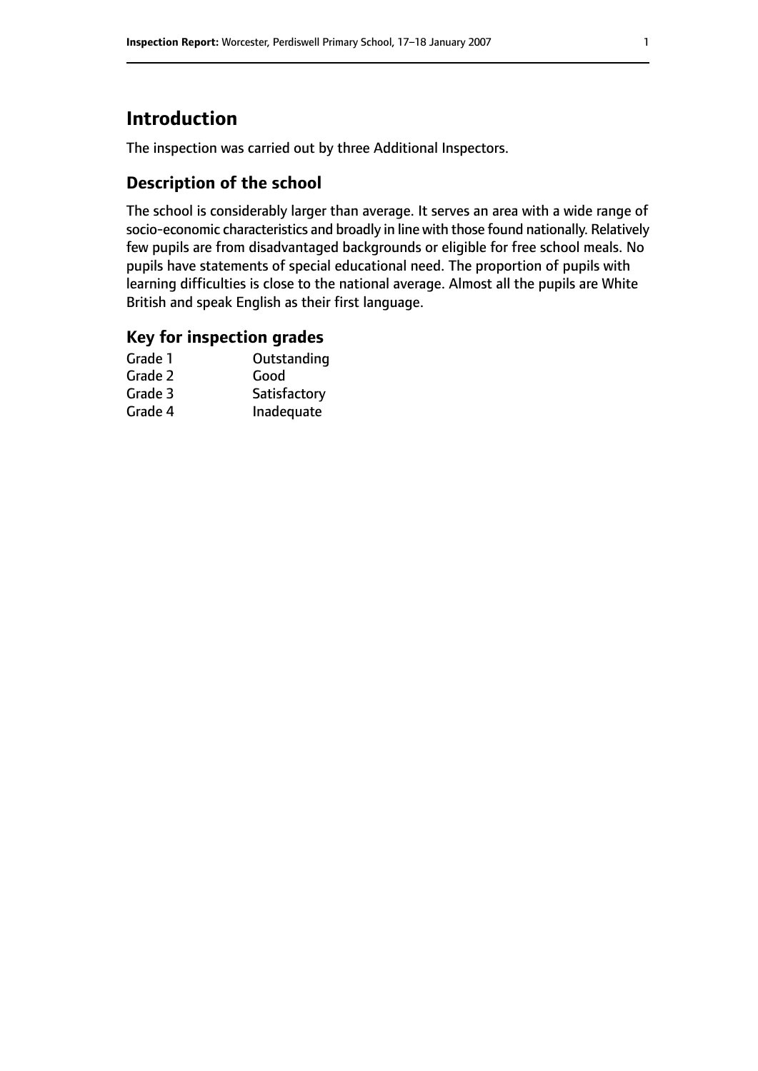# Introduction

The inspection was carried out by three Additional Inspectors.

## Description of the school

The school is considerably larger than average. It serves an area with a wide range of socio-economic characteristics and broadly in line with those found nationally. Relatively few pupils are from disadvantaged backgrounds or eligible for free school meals. No pupils have statements of special educational need. The proportion of pupils with learning difficulties is close to the national average. Almost all the pupils are White British and speak English as their first language.

## Key for inspection grades

| | |
|---|---|
| Grade 1 | Outstanding |
| Grade 2 | Good |
| Grade 3 | Satisfactory |
| Grade 4 | Inadequate |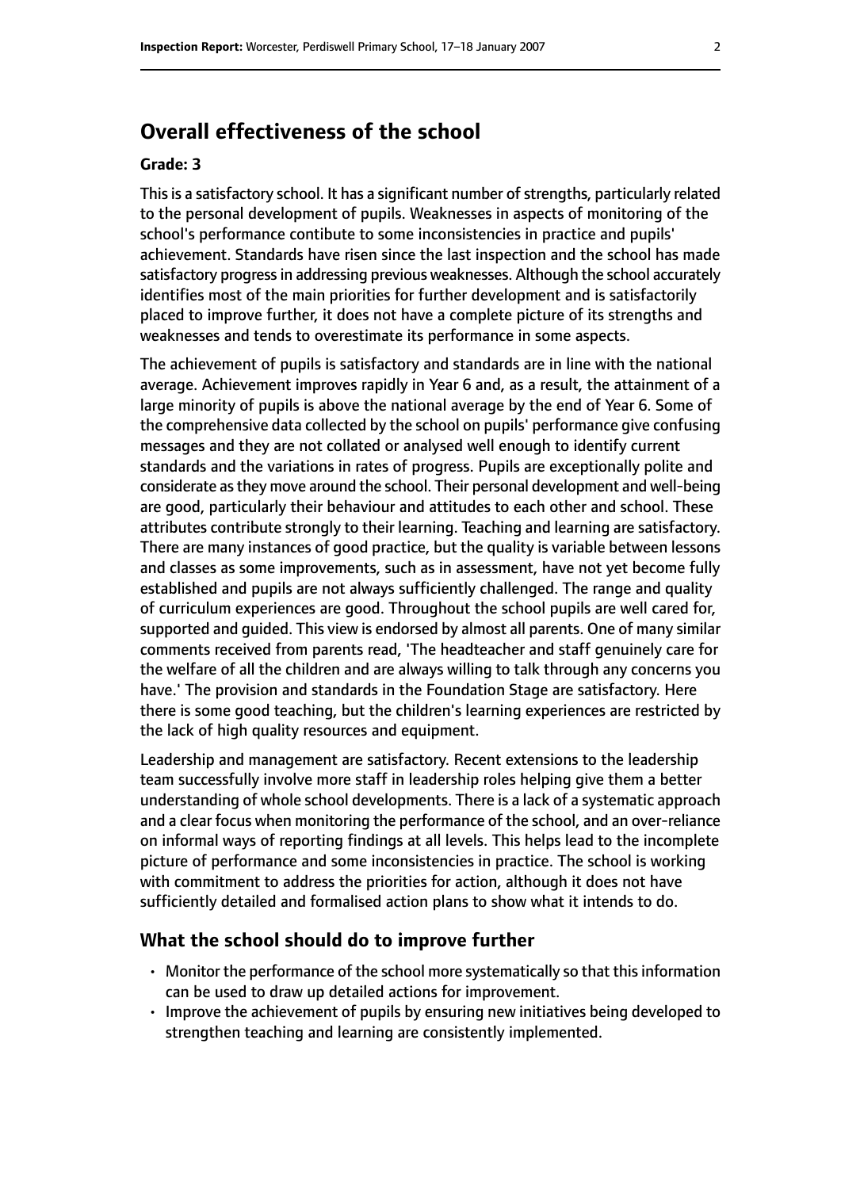## Overall effectiveness of the school

#### Grade: 3

This is a satisfactory school. It has a significant number of strengths, particularly related to the personal development of pupils. Weaknesses in aspects of monitoring of the school's performance contibute to some inconsistencies in practice and pupils' achievement. Standards have risen since the last inspection and the school has made satisfactory progress in addressing previous weaknesses. Although the school accurately identifies most of the main priorities for further development and is satisfactorily placed to improve further, it does not have a complete picture of its strengths and weaknesses and tends to overestimate its performance in some aspects.

The achievement of pupils is satisfactory and standards are in line with the national average. Achievement improves rapidly in Year 6 and, as a result, the attainment of a large minority of pupils is above the national average by the end of Year 6. Some of the comprehensive data collected by the school on pupils' performance give confusing messages and they are not collated or analysed well enough to identify current standards and the variations in rates of progress. Pupils are exceptionally polite and considerate as they move around the school. Their personal development and well-being are good, particularly their behaviour and attitudes to each other and school. These attributes contribute strongly to their learning. Teaching and learning are satisfactory. There are many instances of good practice, but the quality is variable between lessons and classes as some improvements, such as in assessment, have not yet become fully established and pupils are not always sufficiently challenged. The range and quality of curriculum experiences are good. Throughout the school pupils are well cared for, supported and guided. This view is endorsed by almost all parents. One of many similar comments received from parents read, 'The headteacher and staff genuinely care for the welfare of all the children and are always willing to talk through any concerns you have.' The provision and standards in the Foundation Stage are satisfactory. Here there is some good teaching, but the children's learning experiences are restricted by the lack of high quality resources and equipment.

Leadership and management are satisfactory. Recent extensions to the leadership team successfully involve more staff in leadership roles helping give them a better understanding of whole school developments. There is a lack of a systematic approach and a clear focus when monitoring the performance of the school, and an over-reliance on informal ways of reporting findings at all levels. This helps lead to the incomplete picture of performance and some inconsistencies in practice. The school is working with commitment to address the priorities for action, although it does not have sufficiently detailed and formalised action plans to show what it intends to do.

### What the school should do to improve further

- Monitor the performance of the school more systematically so that this information can be used to draw up detailed actions for improvement.
- Improve the achievement of pupils by ensuring new initiatives being developed to strengthen teaching and learning are consistently implemented.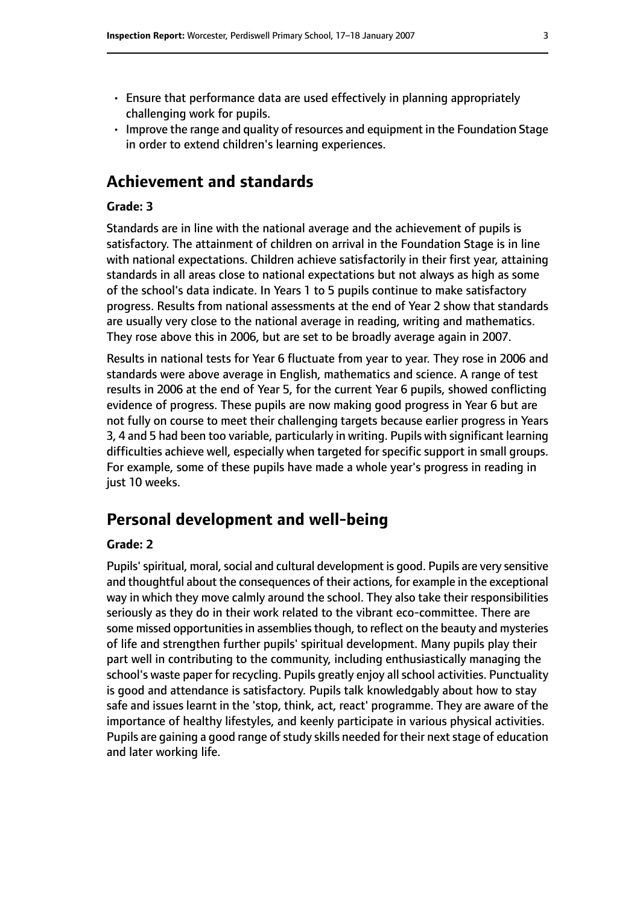- Ensure that performance data are used effectively in planning appropriately challenging work for pupils.
- Improve the range and quality of resources and equipment in the Foundation Stage in order to extend children's learning experiences.

## Achievement and standards

### Grade: 3

Standards are in line with the national average and the achievement of pupils is satisfactory. The attainment of children on arrival in the Foundation Stage is in line with national expectations. Children achieve satisfactorily in their first year, attaining standards in all areas close to national expectations but not always as high as some of the school's data indicate. In Years 1 to 5 pupils continue to make satisfactory progress. Results from national assessments at the end of Year 2 show that standards are usually very close to the national average in reading, writing and mathematics. They rose above this in 2006, but are set to be broadly average again in 2007.

Results in national tests for Year 6 fluctuate from year to year. They rose in 2006 and standards were above average in English, mathematics and science. A range of test results in 2006 at the end of Year 5, for the current Year 6 pupils, showed conflicting evidence of progress. These pupils are now making good progress in Year 6 but are not fully on course to meet their challenging targets because earlier progress in Years 3, 4 and 5 had been too variable, particularly in writing. Pupils with significant learning difficulties achieve well, especially when targeted for specific support in small groups. For example, some of these pupils have made a whole year's progress in reading in just 10 weeks.

## Personal development and well-being

### Grade: 2

Pupils' spiritual, moral, social and cultural development is good. Pupils are very sensitive and thoughtful about the consequences of their actions, for example in the exceptional way in which they move calmly around the school. They also take their responsibilities seriously as they do in their work related to the vibrant eco-committee. There are some missed opportunities in assemblies though, to reflect on the beauty and mysteries of life and strengthen further pupils' spiritual development. Many pupils play their part well in contributing to the community, including enthusiastically managing the school's waste paper for recycling. Pupils greatly enjoy all school activities. Punctuality is good and attendance is satisfactory. Pupils talk knowledgably about how to stay safe and issues learnt in the 'stop, think, act, react' programme. They are aware of the importance of healthy lifestyles, and keenly participate in various physical activities. Pupils are gaining a good range of study skills needed for their next stage of education and later working life.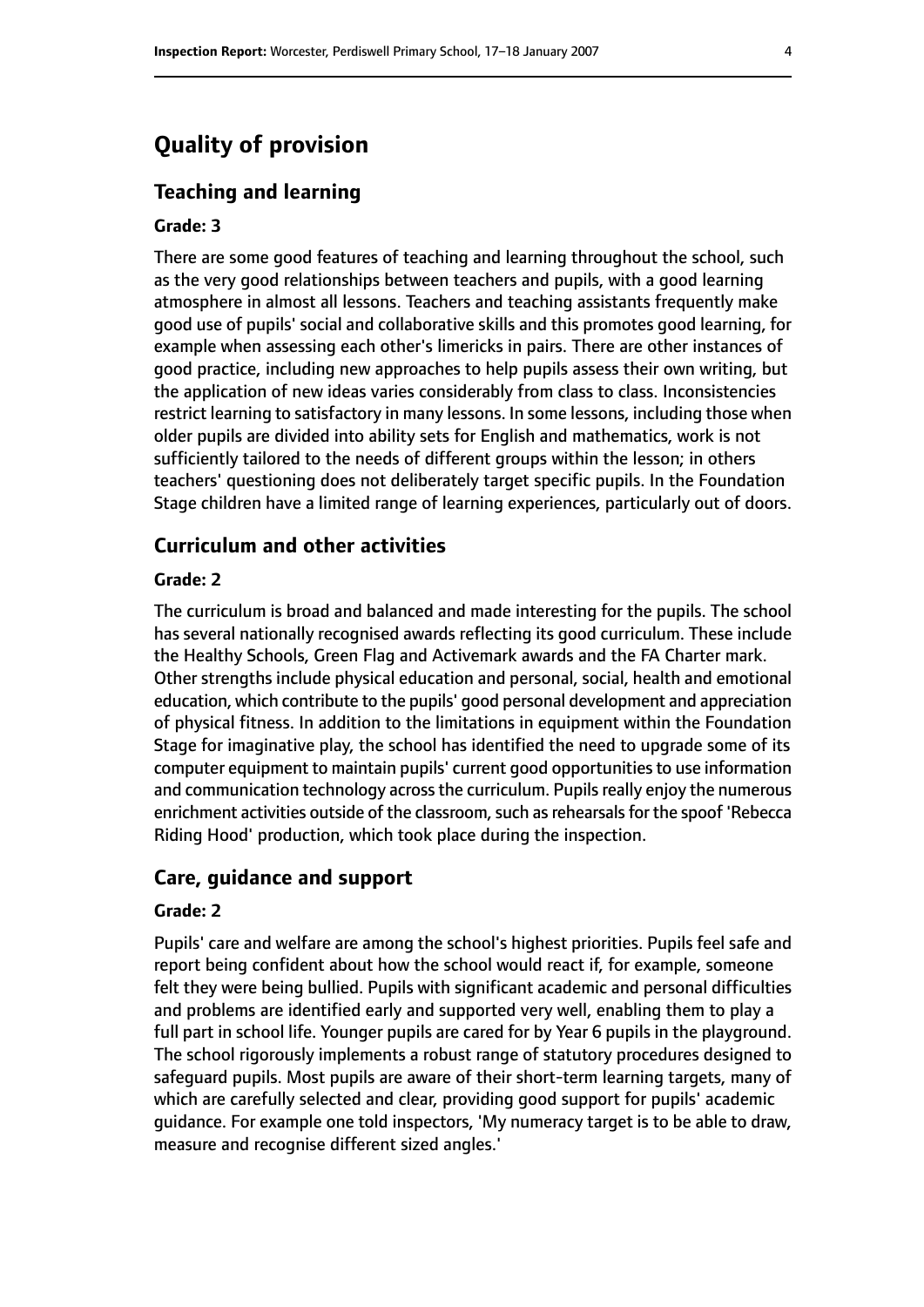# Quality of provision

## Teaching and learning

### Grade: 3

There are some good features of teaching and learning throughout the school, such as the very good relationships between teachers and pupils, with a good learning atmosphere in almost all lessons. Teachers and teaching assistants frequently make good use of pupils' social and collaborative skills and this promotes good learning, for example when assessing each other's limericks in pairs. There are other instances of good practice, including new approaches to help pupils assess their own writing, but the application of new ideas varies considerably from class to class. Inconsistencies restrict learning to satisfactory in many lessons. In some lessons, including those when older pupils are divided into ability sets for English and mathematics, work is not sufficiently tailored to the needs of different groups within the lesson; in others teachers' questioning does not deliberately target specific pupils. In the Foundation Stage children have a limited range of learning experiences, particularly out of doors.

## Curriculum and other activities

### Grade: 2

The curriculum is broad and balanced and made interesting for the pupils. The school has several nationally recognised awards reflecting its good curriculum. These include the Healthy Schools, Green Flag and Activemark awards and the FA Charter mark. Other strengths include physical education and personal, social, health and emotional education, which contribute to the pupils' good personal development and appreciation of physical fitness. In addition to the limitations in equipment within the Foundation Stage for imaginative play, the school has identified the need to upgrade some of its computer equipment to maintain pupils' current good opportunities to use information and communication technology across the curriculum. Pupils really enjoy the numerous enrichment activities outside of the classroom, such as rehearsals for the spoof 'Rebecca Riding Hood' production, which took place during the inspection.

## Care, guidance and support

### Grade: 2

Pupils' care and welfare are among the school's highest priorities. Pupils feel safe and report being confident about how the school would react if, for example, someone felt they were being bullied. Pupils with significant academic and personal difficulties and problems are identified early and supported very well, enabling them to play a full part in school life. Younger pupils are cared for by Year 6 pupils in the playground. The school rigorously implements a robust range of statutory procedures designed to safeguard pupils. Most pupils are aware of their short-term learning targets, many of which are carefully selected and clear, providing good support for pupils' academic guidance. For example one told inspectors, 'My numeracy target is to be able to draw, measure and recognise different sized angles.'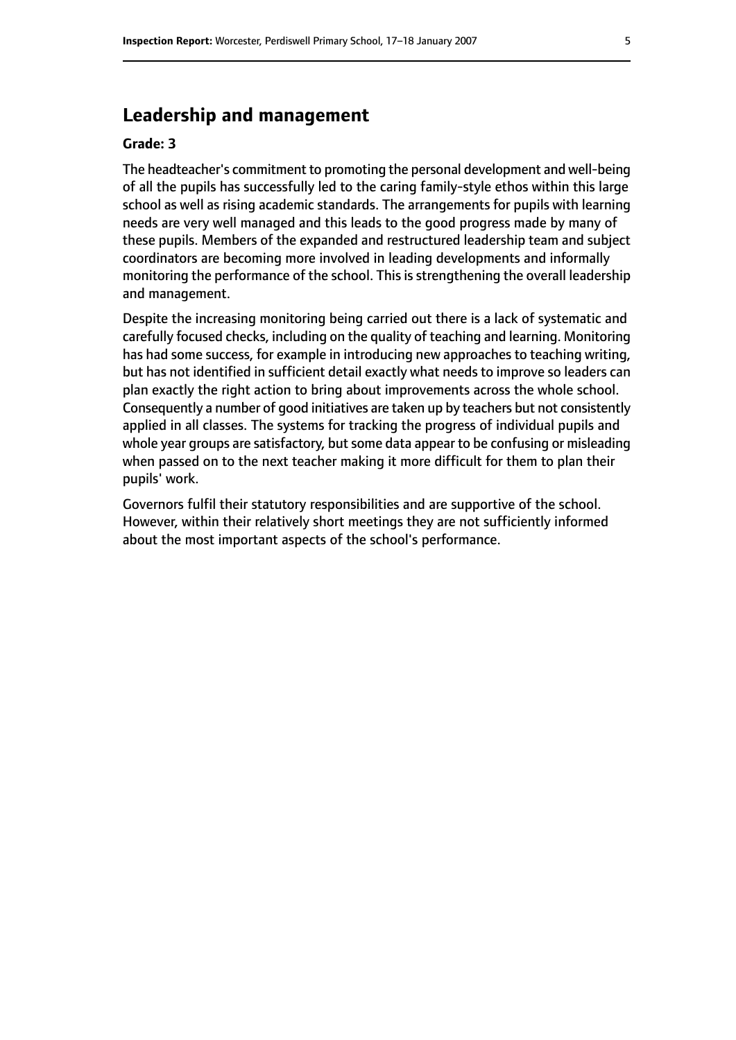## Leadership and management

**Grade: 3**

The headteacher's commitment to promoting the personal development and well-being of all the pupils has successfully led to the caring family-style ethos within this large school as well as rising academic standards. The arrangements for pupils with learning needs are very well managed and this leads to the good progress made by many of these pupils. Members of the expanded and restructured leadership team and subject coordinators are becoming more involved in leading developments and informally monitoring the performance of the school. This is strengthening the overall leadership and management.

Despite the increasing monitoring being carried out there is a lack of systematic and carefully focused checks, including on the quality of teaching and learning. Monitoring has had some success, for example in introducing new approaches to teaching writing, but has not identified in sufficient detail exactly what needs to improve so leaders can plan exactly the right action to bring about improvements across the whole school. Consequently a number of good initiatives are taken up by teachers but not consistently applied in all classes. The systems for tracking the progress of individual pupils and whole year groups are satisfactory, but some data appear to be confusing or misleading when passed on to the next teacher making it more difficult for them to plan their pupils' work.

Governors fulfil their statutory responsibilities and are supportive of the school. However, within their relatively short meetings they are not sufficiently informed about the most important aspects of the school's performance.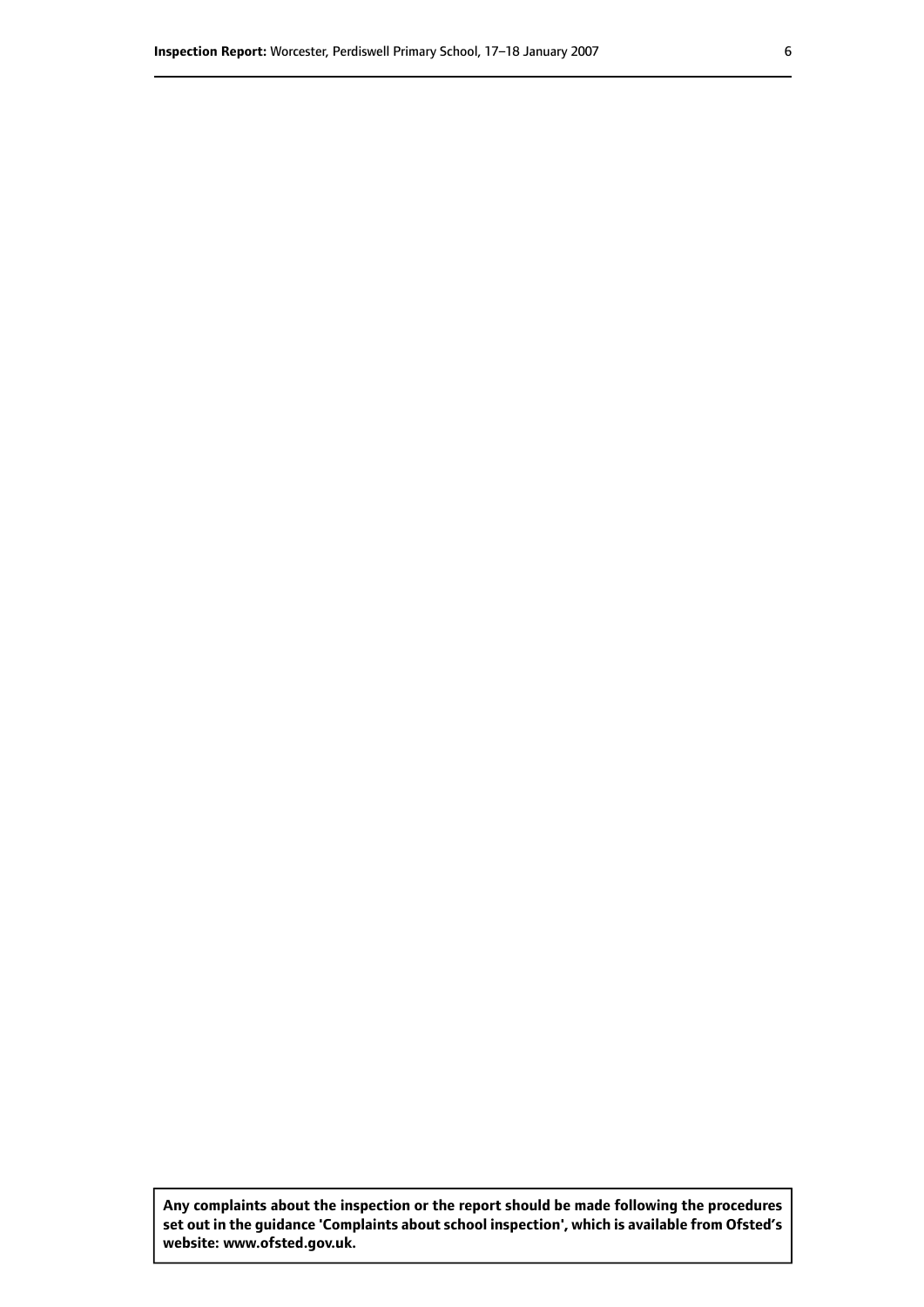**Any complaints about the inspection or the report should be made following the procedures set out in the guidance 'Complaints about school inspection', which is available from Ofsted's website: www.ofsted.gov.uk.**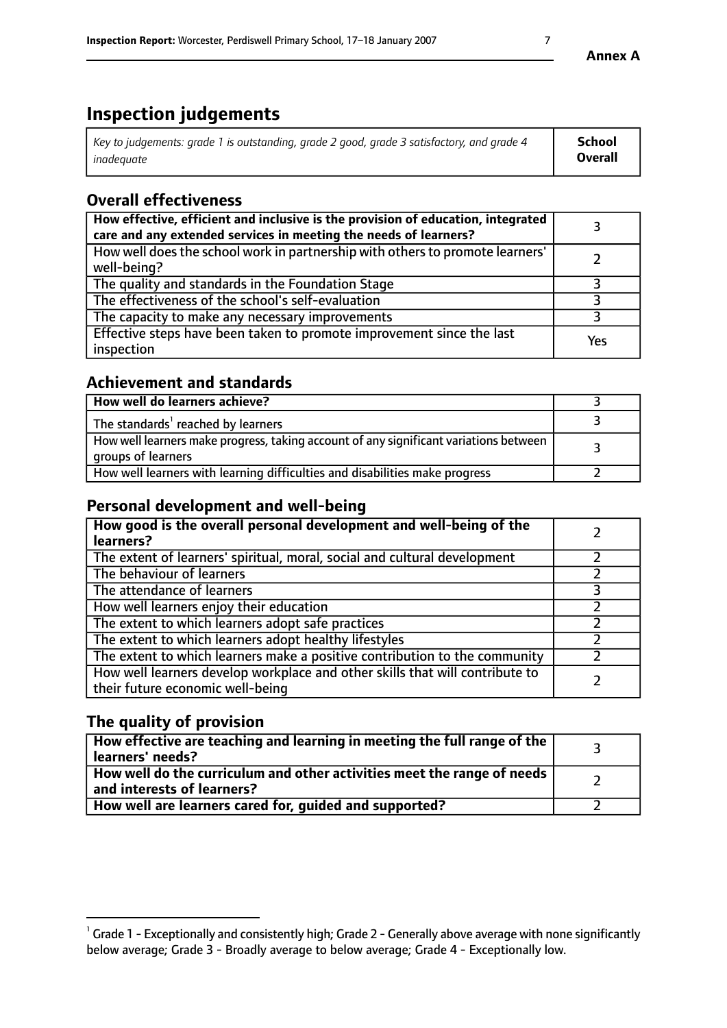**Annex A**

# Inspection judgements

| *Key to judgements: grade 1 is outstanding, grade 2 good, grade 3 satisfactory, and grade 4 inadequate* | **School Overall** |
|---|---|

## Overall effectiveness

| | |
|---|---|
| **How effective, efficient and inclusive is the provision of education, integrated care and any extended services in meeting the needs of learners?** | 3 |
| How well does the school work in partnership with others to promote learners' well-being? | 2 |
| The quality and standards in the Foundation Stage | 3 |
| The effectiveness of the school's self-evaluation | 3 |
| The capacity to make any necessary improvements | 3 |
| Effective steps have been taken to promote improvement since the last inspection | Yes |

## Achievement and standards

| | |
|---|---|
| **How well do learners achieve?** | 3 |
| The standards[1] reached by learners | 3 |
| How well learners make progress, taking account of any significant variations between groups of learners | 3 |
| How well learners with learning difficulties and disabilities make progress | 2 |

## Personal development and well-being

| | |
|---|---|
| **How good is the overall personal development and well-being of the learners?** | 2 |
| The extent of learners' spiritual, moral, social and cultural development | 2 |
| The behaviour of learners | 2 |
| The attendance of learners | 3 |
| How well learners enjoy their education | 2 |
| The extent to which learners adopt safe practices | 2 |
| The extent to which learners adopt healthy lifestyles | 2 |
| The extent to which learners make a positive contribution to the community | 2 |
| How well learners develop workplace and other skills that will contribute to their future economic well-being | 2 |

## The quality of provision

| | |
|---|---|
| **How effective are teaching and learning in meeting the full range of the learners' needs?** | 3 |
| **How well do the curriculum and other activities meet the range of needs and interests of learners?** | 2 |
| **How well are learners cared for, guided and supported?** | 2 |

[1] Grade 1 - Exceptionally and consistently high; Grade 2 - Generally above average with none significantly below average; Grade 3 - Broadly average to below average; Grade 4 - Exceptionally low.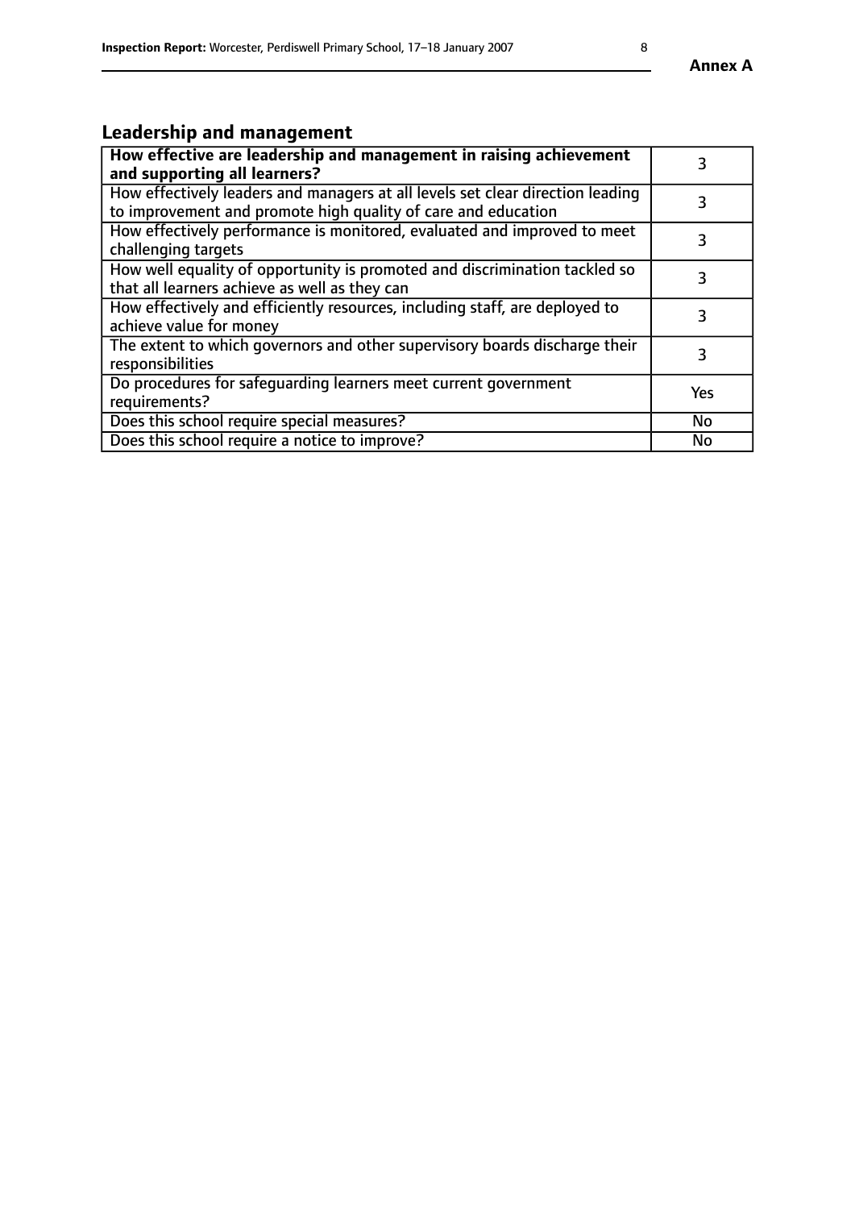## Leadership and management

| **How effective are leadership and management in raising achievement and supporting all learners?** | 3 |
| --- | --- |
| How effectively leaders and managers at all levels set clear direction leading to improvement and promote high quality of care and education | 3 |
| How effectively performance is monitored, evaluated and improved to meet challenging targets | 3 |
| How well equality of opportunity is promoted and discrimination tackled so that all learners achieve as well as they can | 3 |
| How effectively and efficiently resources, including staff, are deployed to achieve value for money | 3 |
| The extent to which governors and other supervisory boards discharge their responsibilities | 3 |
| Do procedures for safeguarding learners meet current government requirements? | Yes |
| Does this school require special measures? | No |
| Does this school require a notice to improve? | No |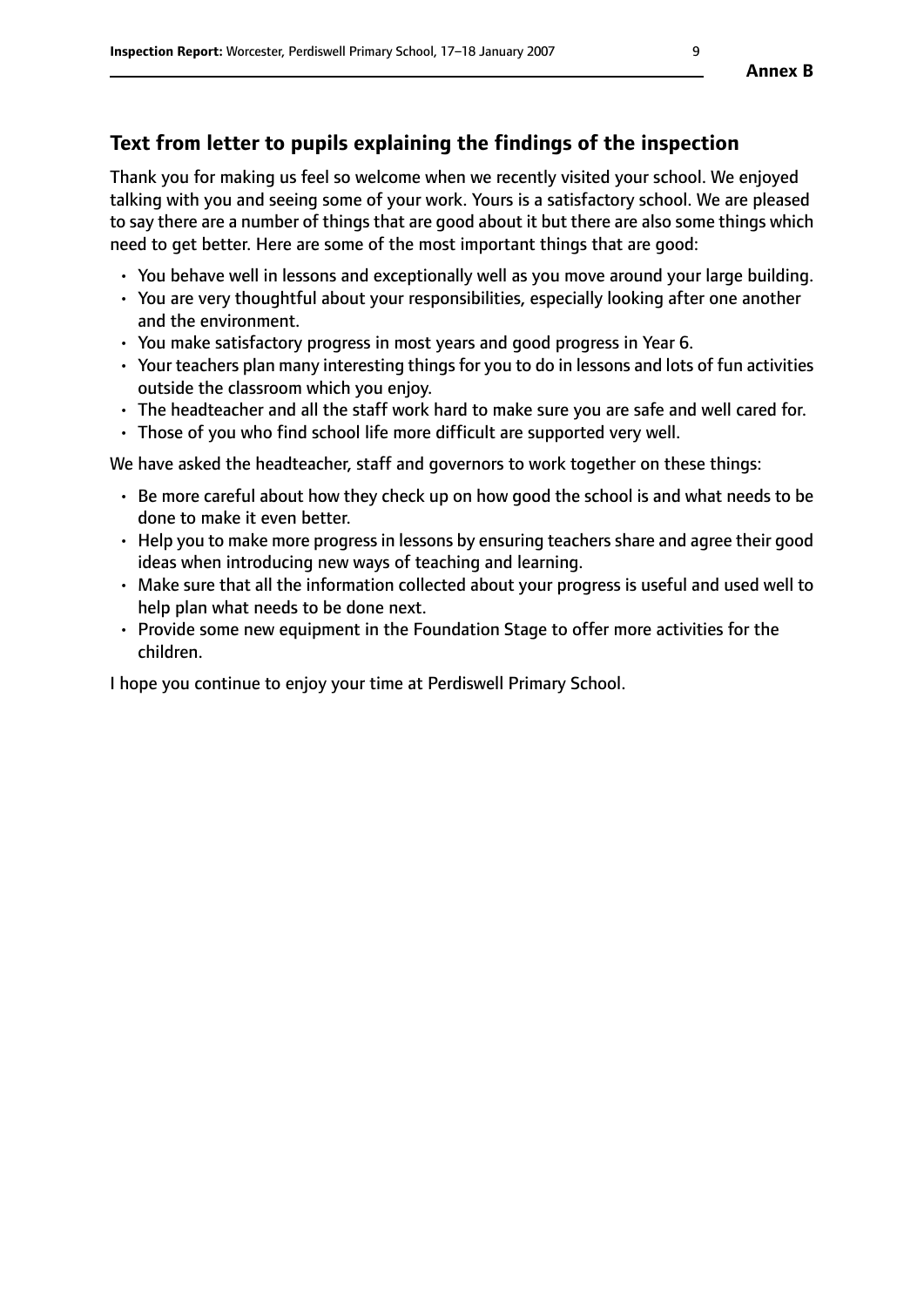## Text from letter to pupils explaining the findings of the inspection

Thank you for making us feel so welcome when we recently visited your school. We enjoyed talking with you and seeing some of your work. Yours is a satisfactory school. We are pleased to say there are a number of things that are good about it but there are also some things which need to get better. Here are some of the most important things that are good:

- You behave well in lessons and exceptionally well as you move around your large building.
- You are very thoughtful about your responsibilities, especially looking after one another and the environment.
- You make satisfactory progress in most years and good progress in Year 6.
- Your teachers plan many interesting things for you to do in lessons and lots of fun activities outside the classroom which you enjoy.
- The headteacher and all the staff work hard to make sure you are safe and well cared for.
- Those of you who find school life more difficult are supported very well.

We have asked the headteacher, staff and governors to work together on these things:

- Be more careful about how they check up on how good the school is and what needs to be done to make it even better.
- Help you to make more progress in lessons by ensuring teachers share and agree their good ideas when introducing new ways of teaching and learning.
- Make sure that all the information collected about your progress is useful and used well to help plan what needs to be done next.
- Provide some new equipment in the Foundation Stage to offer more activities for the children.

I hope you continue to enjoy your time at Perdiswell Primary School.